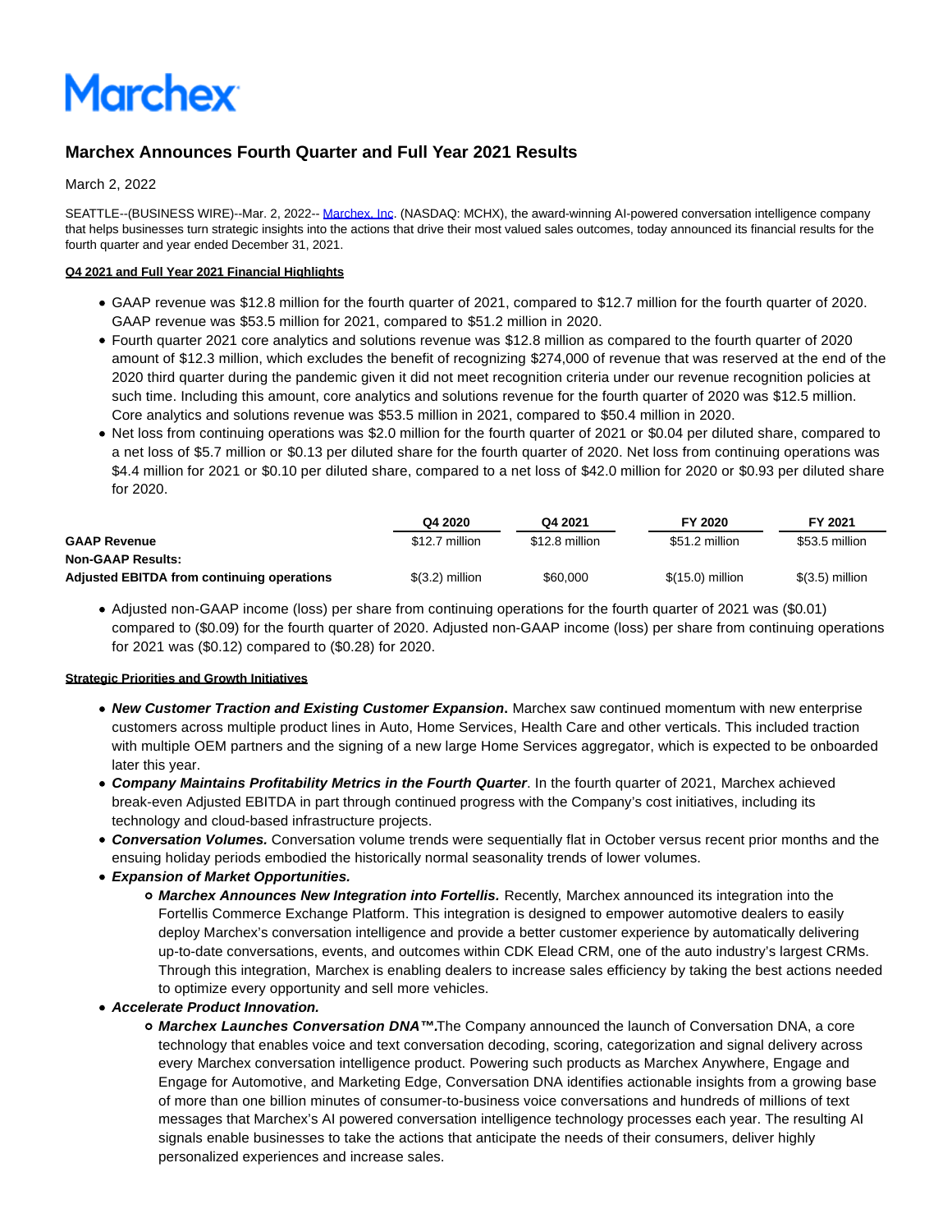# Marchex

## Marchex Announces Fourth Quarter and Full Year 2021 Results

March 2, 2022

SEATTLE--(BUSINESS WIRE)--Mar. 2, 2022-- Marchex, Inc. (NASDAQ: MCHX), the award-winning AI-powered conversation intelligence company that helps businesses turn strategic insights into the actions that drive their most valued sales outcomes, today announced its financial results for the fourth quarter and year ended December 31, 2021.

**Q4 2021 and Full Year 2021 Financial Highlights**

- GAAP revenue was $12.8 million for the fourth quarter of 2021, compared to $12.7 million for the fourth quarter of 2020. GAAP revenue was $53.5 million for 2021, compared to $51.2 million in 2020.
- Fourth quarter 2021 core analytics and solutions revenue was $12.8 million as compared to the fourth quarter of 2020 amount of $12.3 million, which excludes the benefit of recognizing $274,000 of revenue that was reserved at the end of the 2020 third quarter during the pandemic given it did not meet recognition criteria under our revenue recognition policies at such time. Including this amount, core analytics and solutions revenue for the fourth quarter of 2020 was $12.5 million. Core analytics and solutions revenue was $53.5 million in 2021, compared to $50.4 million in 2020.
- Net loss from continuing operations was $2.0 million for the fourth quarter of 2021 or $0.04 per diluted share, compared to a net loss of $5.7 million or $0.13 per diluted share for the fourth quarter of 2020. Net loss from continuing operations was $4.4 million for 2021 or $0.10 per diluted share, compared to a net loss of $42.0 million for 2020 or $0.93 per diluted share for 2020.

| | Q4 2020 | Q4 2021 | FY 2020 | FY 2021 |
|---|---|---|---|---|
| **GAAP Revenue** | $12.7 million | $12.8 million | $51.2 million | $53.5 million |
| **Non-GAAP Results:** | | | | |
| **Adjusted EBITDA from continuing operations** | $(3.2) million | $60,000 | $(15.0) million | $(3.5) million |

- Adjusted non-GAAP income (loss) per share from continuing operations for the fourth quarter of 2021 was ($0.01) compared to ($0.09) for the fourth quarter of 2020. Adjusted non-GAAP income (loss) per share from continuing operations for 2021 was ($0.12) compared to ($0.28) for 2020.

**Strategic Priorities and Growth Initiatives**

- ***New Customer Traction and Existing Customer Expansion*****.** Marchex saw continued momentum with new enterprise customers across multiple product lines in Auto, Home Services, Health Care and other verticals. This included traction with multiple OEM partners and the signing of a new large Home Services aggregator, which is expected to be onboarded later this year.
- ***Company Maintains Profitability Metrics in the Fourth Quarter***. In the fourth quarter of 2021, Marchex achieved break-even Adjusted EBITDA in part through continued progress with the Company's cost initiatives, including its technology and cloud-based infrastructure projects.
- ***Conversation Volumes.*** Conversation volume trends were sequentially flat in October versus recent prior months and the ensuing holiday periods embodied the historically normal seasonality trends of lower volumes.
- ***Expansion of Market Opportunities.***
  - ***Marchex Announces New Integration into Fortellis.*** Recently, Marchex announced its integration into the Fortellis Commerce Exchange Platform. This integration is designed to empower automotive dealers to easily deploy Marchex's conversation intelligence and provide a better customer experience by automatically delivering up-to-date conversations, events, and outcomes within CDK Elead CRM, one of the auto industry's largest CRMs. Through this integration, Marchex is enabling dealers to increase sales efficiency by taking the best actions needed to optimize every opportunity and sell more vehicles.
- ***Accelerate Product Innovation.***
  - ***Marchex Launches Conversation DNA™.***The Company announced the launch of Conversation DNA, a core technology that enables voice and text conversation decoding, scoring, categorization and signal delivery across every Marchex conversation intelligence product. Powering such products as Marchex Anywhere, Engage and Engage for Automotive, and Marketing Edge, Conversation DNA identifies actionable insights from a growing base of more than one billion minutes of consumer-to-business voice conversations and hundreds of millions of text messages that Marchex's AI powered conversation intelligence technology processes each year. The resulting AI signals enable businesses to take the actions that anticipate the needs of their consumers, deliver highly personalized experiences and increase sales.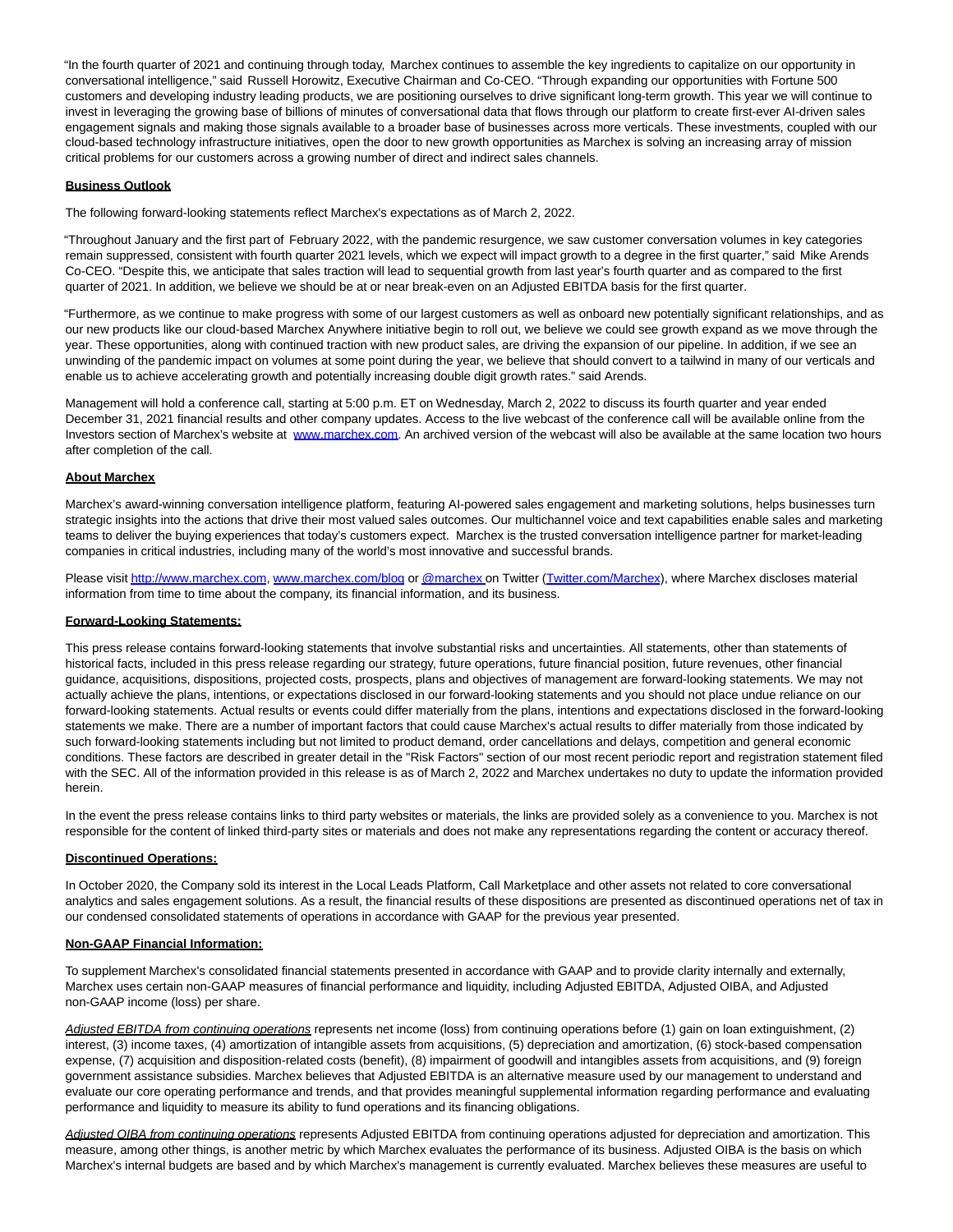"In the fourth quarter of 2021 and continuing through today, Marchex continues to assemble the key ingredients to capitalize on our opportunity in conversational intelligence," said Russell Horowitz, Executive Chairman and Co-CEO. "Through expanding our opportunities with Fortune 500 customers and developing industry leading products, we are positioning ourselves to drive significant long-term growth. This year we will continue to invest in leveraging the growing base of billions of minutes of conversational data that flows through our platform to create first-ever AI-driven sales engagement signals and making those signals available to a broader base of businesses across more verticals. These investments, coupled with our cloud-based technology infrastructure initiatives, open the door to new growth opportunities as Marchex is solving an increasing array of mission critical problems for our customers across a growing number of direct and indirect sales channels.

**Business Outlook**

The following forward-looking statements reflect Marchex's expectations as of March 2, 2022.

"Throughout January and the first part of February 2022, with the pandemic resurgence, we saw customer conversation volumes in key categories remain suppressed, consistent with fourth quarter 2021 levels, which we expect will impact growth to a degree in the first quarter," said Mike Arends Co-CEO. "Despite this, we anticipate that sales traction will lead to sequential growth from last year's fourth quarter and as compared to the first quarter of 2021. In addition, we believe we should be at or near break-even on an Adjusted EBITDA basis for the first quarter.

"Furthermore, as we continue to make progress with some of our largest customers as well as onboard new potentially significant relationships, and as our new products like our cloud-based Marchex Anywhere initiative begin to roll out, we believe we could see growth expand as we move through the year. These opportunities, along with continued traction with new product sales, are driving the expansion of our pipeline. In addition, if we see an unwinding of the pandemic impact on volumes at some point during the year, we believe that should convert to a tailwind in many of our verticals and enable us to achieve accelerating growth and potentially increasing double digit growth rates." said Arends.

Management will hold a conference call, starting at 5:00 p.m. ET on Wednesday, March 2, 2022 to discuss its fourth quarter and year ended December 31, 2021 financial results and other company updates. Access to the live webcast of the conference call will be available online from the Investors section of Marchex's website at www.marchex.com. An archived version of the webcast will also be available at the same location two hours after completion of the call.

**About Marchex**

Marchex's award-winning conversation intelligence platform, featuring AI-powered sales engagement and marketing solutions, helps businesses turn strategic insights into the actions that drive their most valued sales outcomes. Our multichannel voice and text capabilities enable sales and marketing teams to deliver the buying experiences that today's customers expect. Marchex is the trusted conversation intelligence partner for market-leading companies in critical industries, including many of the world's most innovative and successful brands.

Please visit http://www.marchex.com, www.marchex.com/blog or @marchex on Twitter (Twitter.com/Marchex), where Marchex discloses material information from time to time about the company, its financial information, and its business.

**Forward-Looking Statements:**

This press release contains forward-looking statements that involve substantial risks and uncertainties. All statements, other than statements of historical facts, included in this press release regarding our strategy, future operations, future financial position, future revenues, other financial guidance, acquisitions, dispositions, projected costs, prospects, plans and objectives of management are forward-looking statements. We may not actually achieve the plans, intentions, or expectations disclosed in our forward-looking statements and you should not place undue reliance on our forward-looking statements. Actual results or events could differ materially from the plans, intentions and expectations disclosed in the forward-looking statements we make. There are a number of important factors that could cause Marchex's actual results to differ materially from those indicated by such forward-looking statements including but not limited to product demand, order cancellations and delays, competition and general economic conditions. These factors are described in greater detail in the "Risk Factors" section of our most recent periodic report and registration statement filed with the SEC. All of the information provided in this release is as of March 2, 2022 and Marchex undertakes no duty to update the information provided herein.

In the event the press release contains links to third party websites or materials, the links are provided solely as a convenience to you. Marchex is not responsible for the content of linked third-party sites or materials and does not make any representations regarding the content or accuracy thereof.

**Discontinued Operations:**

In October 2020, the Company sold its interest in the Local Leads Platform, Call Marketplace and other assets not related to core conversational analytics and sales engagement solutions. As a result, the financial results of these dispositions are presented as discontinued operations net of tax in our condensed consolidated statements of operations in accordance with GAAP for the previous year presented.

**Non-GAAP Financial Information:**

To supplement Marchex's consolidated financial statements presented in accordance with GAAP and to provide clarity internally and externally, Marchex uses certain non-GAAP measures of financial performance and liquidity, including Adjusted EBITDA, Adjusted OIBA, and Adjusted non-GAAP income (loss) per share.

*Adjusted EBITDA from continuing operations* represents net income (loss) from continuing operations before (1) gain on loan extinguishment, (2) interest, (3) income taxes, (4) amortization of intangible assets from acquisitions, (5) depreciation and amortization, (6) stock-based compensation expense, (7) acquisition and disposition-related costs (benefit), (8) impairment of goodwill and intangibles assets from acquisitions, and (9) foreign government assistance subsidies. Marchex believes that Adjusted EBITDA is an alternative measure used by our management to understand and evaluate our core operating performance and trends, and that provides meaningful supplemental information regarding performance and evaluating performance and liquidity to measure its ability to fund operations and its financing obligations.

*Adjusted OIBA from continuing operations* represents Adjusted EBITDA from continuing operations adjusted for depreciation and amortization. This measure, among other things, is another metric by which Marchex evaluates the performance of its business. Adjusted OIBA is the basis on which Marchex's internal budgets are based and by which Marchex's management is currently evaluated. Marchex believes these measures are useful to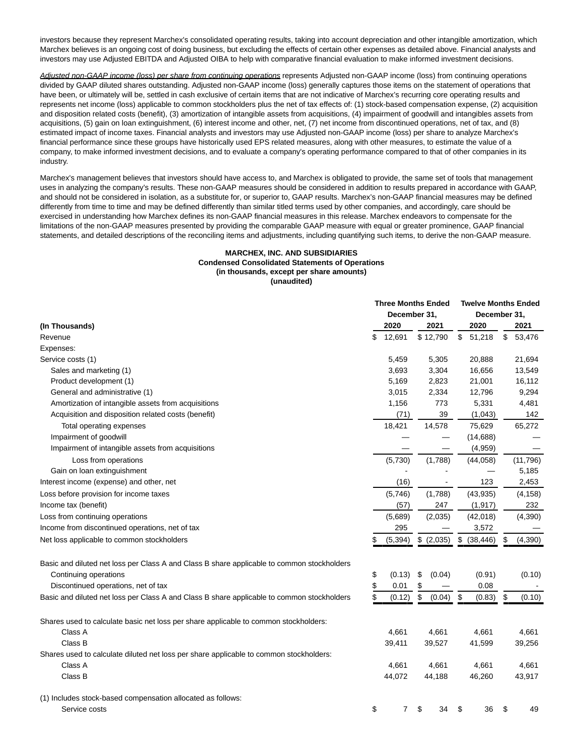investors because they represent Marchex's consolidated operating results, taking into account depreciation and other intangible amortization, which Marchex believes is an ongoing cost of doing business, but excluding the effects of certain other expenses as detailed above. Financial analysts and investors may use Adjusted EBITDA and Adjusted OIBA to help with comparative financial evaluation to make informed investment decisions.

*Adjusted non-GAAP income (loss) per share from continuing operations* represents Adjusted non-GAAP income (loss) from continuing operations divided by GAAP diluted shares outstanding. Adjusted non-GAAP income (loss) generally captures those items on the statement of operations that have been, or ultimately will be, settled in cash exclusive of certain items that are not indicative of Marchex's recurring core operating results and represents net income (loss) applicable to common stockholders plus the net of tax effects of: (1) stock-based compensation expense, (2) acquisition and disposition related costs (benefit), (3) amortization of intangible assets from acquisitions, (4) impairment of goodwill and intangibles assets from acquisitions, (5) gain on loan extinguishment, (6) interest income and other, net, (7) net income from discontinued operations, net of tax, and (8) estimated impact of income taxes. Financial analysts and investors may use Adjusted non-GAAP income (loss) per share to analyze Marchex's financial performance since these groups have historically used EPS related measures, along with other measures, to estimate the value of a company, to make informed investment decisions, and to evaluate a company's operating performance compared to that of other companies in its industry.

Marchex's management believes that investors should have access to, and Marchex is obligated to provide, the same set of tools that management uses in analyzing the company's results. These non-GAAP measures should be considered in addition to results prepared in accordance with GAAP, and should not be considered in isolation, as a substitute for, or superior to, GAAP results. Marchex's non-GAAP financial measures may be defined differently from time to time and may be defined differently than similar titled terms used by other companies, and accordingly, care should be exercised in understanding how Marchex defines its non-GAAP financial measures in this release. Marchex endeavors to compensate for the limitations of the non-GAAP measures presented by providing the comparable GAAP measure with equal or greater prominence, GAAP financial statements, and detailed descriptions of the reconciling items and adjustments, including quantifying such items, to derive the non-GAAP measure.

**MARCHEX, INC. AND SUBSIDIARIES**
**Condensed Consolidated Statements of Operations**
**(in thousands, except per share amounts)**
**(unaudited)**

| | Three Months Ended December 31, | | Twelve Months Ended December 31, | |
|---|---|---|---|---|
| **(In Thousands)** | **2020** | **2021** | **2020** | **2021** |
| Revenue | $ 12,691 | $ 12,790 | $ 51,218 | $ 53,476 |
| Expenses: | | | | |
| Service costs (1) | 5,459 | 5,305 | 20,888 | 21,694 |
| Sales and marketing (1) | 3,693 | 3,304 | 16,656 | 13,549 |
| Product development (1) | 5,169 | 2,823 | 21,001 | 16,112 |
| General and administrative (1) | 3,015 | 2,334 | 12,796 | 9,294 |
| Amortization of intangible assets from acquisitions | 1,156 | 773 | 5,331 | 4,481 |
| Acquisition and disposition related costs (benefit) | (71) | 39 | (1,043) | 142 |
| Total operating expenses | 18,421 | 14,578 | 75,629 | 65,272 |
| Impairment of goodwill | — | — | (14,688) | — |
| Impairment of intangible assets from acquisitions | — | — | (4,959) | — |
| Loss from operations | (5,730) | (1,788) | (44,058) | (11,796) |
| Gain on loan extinguishment | - | - | — | 5,185 |
| Interest income (expense) and other, net | (16) | - | 123 | 2,453 |
| Loss before provision for income taxes | (5,746) | (1,788) | (43,935) | (4,158) |
| Income tax (benefit) | (57) | 247 | (1,917) | 232 |
| Loss from continuing operations | (5,689) | (2,035) | (42,018) | (4,390) |
| Income from discontinued operations, net of tax | 295 | — | 3,572 | — |
| Net loss applicable to common stockholders | $ (5,394) | $ (2,035) | $ (38,446) | $ (4,390) |
| | | | | |
| Basic and diluted net loss per Class A and Class B share applicable to common stockholders | | | | |
| Continuing operations | $ (0.13) | $ (0.04) | (0.91) | (0.10) |
| Discontinued operations, net of tax | $ 0.01 | $ — | 0.08 | - |
| Basic and diluted net loss per Class A and Class B share applicable to common stockholders | $ (0.12) | $ (0.04) | $ (0.83) | $ (0.10) |
| | | | | |
| Shares used to calculate basic net loss per share applicable to common stockholders: | | | | |
| Class A | 4,661 | 4,661 | 4,661 | 4,661 |
| Class B | 39,411 | 39,527 | 41,599 | 39,256 |
| Shares used to calculate diluted net loss per share applicable to common stockholders: | | | | |
| Class A | 4,661 | 4,661 | 4,661 | 4,661 |
| Class B | 44,072 | 44,188 | 46,260 | 43,917 |
| | | | | |
| (1) Includes stock-based compensation allocated as follows: | | | | |
| Service costs | $ 7 | $ 34 | $ 36 | $ 49 |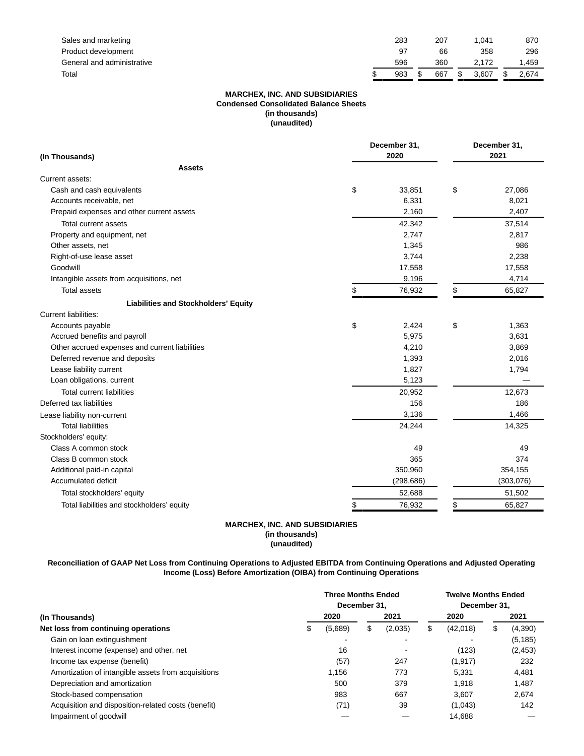| | | | | |
|---|---|---|---|---|
| Sales and marketing | 283 | 207 | 1,041 | 870 |
| Product development | 97 | 66 | 358 | 296 |
| General and administrative | 596 | 360 | 2,172 | 1,459 |
| Total | $ 983 | $ 667 | $ 3,607 | $ 2,674 |

**MARCHEX, INC. AND SUBSIDIARIES**
**Condensed Consolidated Balance Sheets**
**(in thousands)**
**(unaudited)**

| (In Thousands) | December 31, 2020 | December 31, 2021 |
|---|---|---|
| **Assets** | | |
| Current assets: | | |
| Cash and cash equivalents | $ 33,851 | $ 27,086 |
| Accounts receivable, net | 6,331 | 8,021 |
| Prepaid expenses and other current assets | 2,160 | 2,407 |
| Total current assets | 42,342 | 37,514 |
| Property and equipment, net | 2,747 | 2,817 |
| Other assets, net | 1,345 | 986 |
| Right-of-use lease asset | 3,744 | 2,238 |
| Goodwill | 17,558 | 17,558 |
| Intangible assets from acquisitions, net | 9,196 | 4,714 |
| Total assets | $ 76,932 | $ 65,827 |
| **Liabilities and Stockholders' Equity** | | |
| Current liabilities: | | |
| Accounts payable | $ 2,424 | $ 1,363 |
| Accrued benefits and payroll | 5,975 | 3,631 |
| Other accrued expenses and current liabilities | 4,210 | 3,869 |
| Deferred revenue and deposits | 1,393 | 2,016 |
| Lease liability current | 1,827 | 1,794 |
| Loan obligations, current | 5,123 | — |
| Total current liabilities | 20,952 | 12,673 |
| Deferred tax liabilities | 156 | 186 |
| Lease liability non-current | 3,136 | 1,466 |
| Total liabilities | 24,244 | 14,325 |
| Stockholders' equity: | | |
| Class A common stock | 49 | 49 |
| Class B common stock | 365 | 374 |
| Additional paid-in capital | 350,960 | 354,155 |
| Accumulated deficit | (298,686) | (303,076) |
| Total stockholders' equity | 52,688 | 51,502 |
| Total liabilities and stockholders' equity | $ 76,932 | $ 65,827 |

**MARCHEX, INC. AND SUBSIDIARIES**
**(in thousands)**
**(unaudited)**

**Reconciliation of GAAP Net Loss from Continuing Operations to Adjusted EBITDA from Continuing Operations and Adjusted Operating Income (Loss) Before Amortization (OIBA) from Continuing Operations**

| (In Thousands) | Three Months Ended December 31, 2020 | Three Months Ended December 31, 2021 | Twelve Months Ended December 31, 2020 | Twelve Months Ended December 31, 2021 |
|---|---|---|---|---|
| **Net loss from continuing operations** | $ (5,689) | $ (2,035) | $ (42,018) | $ (4,390) |
| Gain on loan extinguishment | - | - | - | (5,185) |
| Interest income (expense) and other, net | 16 | - | (123) | (2,453) |
| Income tax expense (benefit) | (57) | 247 | (1,917) | 232 |
| Amortization of intangible assets from acquisitions | 1,156 | 773 | 5,331 | 4,481 |
| Depreciation and amortization | 500 | 379 | 1,918 | 1,487 |
| Stock-based compensation | 983 | 667 | 3,607 | 2,674 |
| Acquisition and disposition-related costs (benefit) | (71) | 39 | (1,043) | 142 |
| Impairment of goodwill | — | — | 14,688 | — |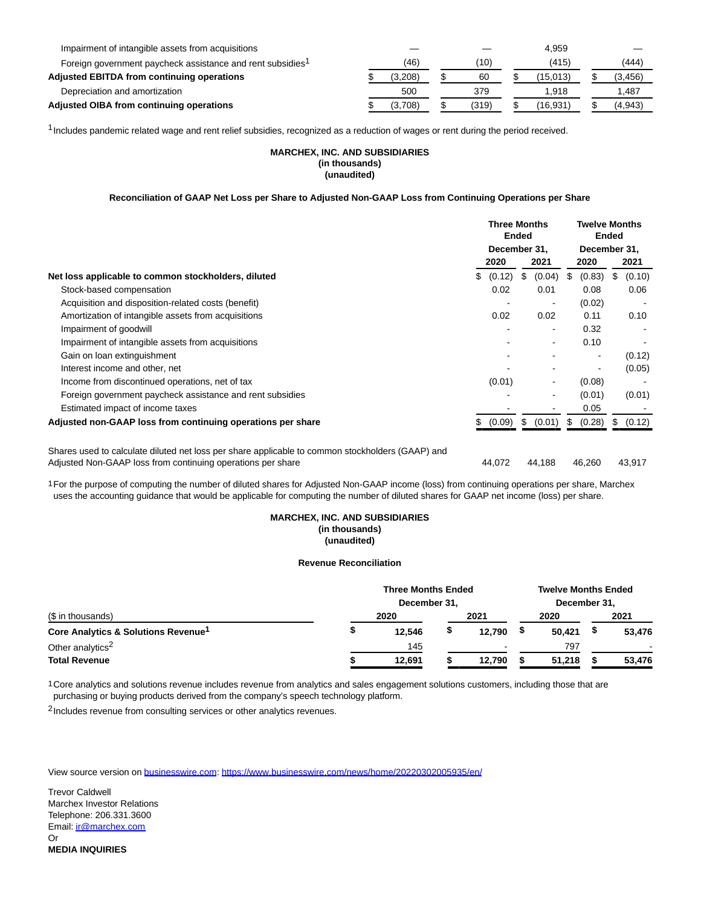| | Three Months Ended December 31, 2020 | Three Months Ended December 31, 2021 | Twelve Months Ended December 31, 2020 | Twelve Months Ended December 31, 2021 |
|---|---|---|---|---|
| Impairment of intangible assets from acquisitions | — | — | 4,959 | — |
| Foreign government paycheck assistance and rent subsidies[1] | (46) | (10) | (415) | (444) |
| **Adjusted EBITDA from continuing operations** | $ (3,208) | $ 60 | $ (15,013) | $ (3,456) |
| Depreciation and amortization | 500 | 379 | 1,918 | 1,487 |
| **Adjusted OIBA from continuing operations** | $ (3,708) | $ (319) | $ (16,931) | $ (4,943) |

[1]Includes pandemic related wage and rent relief subsidies, recognized as a reduction of wages or rent during the period received.

**MARCHEX, INC. AND SUBSIDIARIES**
**(in thousands)**
**(unaudited)**

**Reconciliation of GAAP Net Loss per Share to Adjusted Non-GAAP Loss from Continuing Operations per Share**

| | Three Months Ended December 31, | | Twelve Months Ended December 31, | |
|---|---|---|---|---|
| | 2020 | 2021 | 2020 | 2021 |
| **Net loss applicable to common stockholders, diluted** | $ (0.12) | $ (0.04) | $ (0.83) | $ (0.10) |
| Stock-based compensation | 0.02 | 0.01 | 0.08 | 0.06 |
| Acquisition and disposition-related costs (benefit) | - | - | (0.02) | - |
| Amortization of intangible assets from acquisitions | 0.02 | 0.02 | 0.11 | 0.10 |
| Impairment of goodwill | - | - | 0.32 | - |
| Impairment of intangible assets from acquisitions | - | - | 0.10 | - |
| Gain on loan extinguishment | - | - | - | (0.12) |
| Interest income and other, net | - | - | - | (0.05) |
| Income from discontinued operations, net of tax | (0.01) | - | (0.08) | - |
| Foreign government paycheck assistance and rent subsidies | - | - | (0.01) | (0.01) |
| Estimated impact of income taxes | - | - | 0.05 | - |
| **Adjusted non-GAAP loss from continuing operations per share** | $ (0.09) | $ (0.01) | $ (0.28) | $ (0.12) |
| Shares used to calculate diluted net loss per share applicable to common stockholders (GAAP) and Adjusted Non-GAAP loss from continuing operations per share | 44,072 | 44,188 | 46,260 | 43,917 |

1For the purpose of computing the number of diluted shares for Adjusted Non-GAAP income (loss) from continuing operations per share, Marchex uses the accounting guidance that would be applicable for computing the number of diluted shares for GAAP net income (loss) per share.

**MARCHEX, INC. AND SUBSIDIARIES**
**(in thousands)**
**(unaudited)**

**Revenue Reconciliation**

| | Three Months Ended December 31, | | Twelve Months Ended December 31, | |
|---|---|---|---|---|
| ($ in thousands) | 2020 | 2021 | 2020 | 2021 |
| **Core Analytics & Solutions Revenue[1]** | **$ 12,546** | **$ 12,790** | **$ 50,421** | **$ 53,476** |
| Other analytics[2] | 145 | - | 797 | - |
| **Total Revenue** | **$ 12,691** | **$ 12,790** | **$ 51,218** | **$ 53,476** |

1Core analytics and solutions revenue includes revenue from analytics and sales engagement solutions customers, including those that are purchasing or buying products derived from the company's speech technology platform.

2Includes revenue from consulting services or other analytics revenues.

View source version on businesswire.com: https://www.businesswire.com/news/home/20220302005935/en/

Trevor Caldwell
Marchex Investor Relations
Telephone: 206.331.3600
Email: ir@marchex.com
Or
**MEDIA INQUIRIES**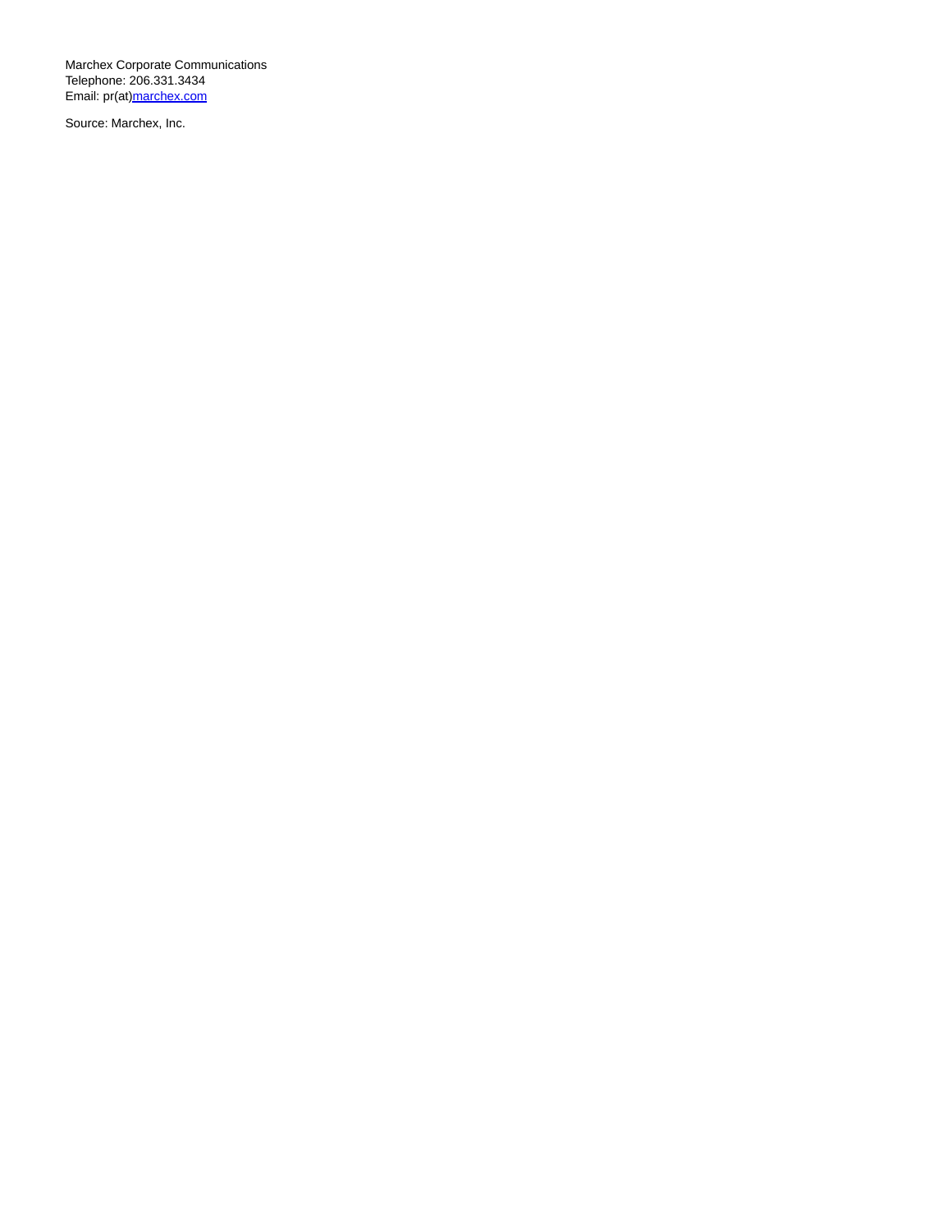Marchex Corporate Communications
Telephone: 206.331.3434
Email: pr(at)marchex.com

Source: Marchex, Inc.